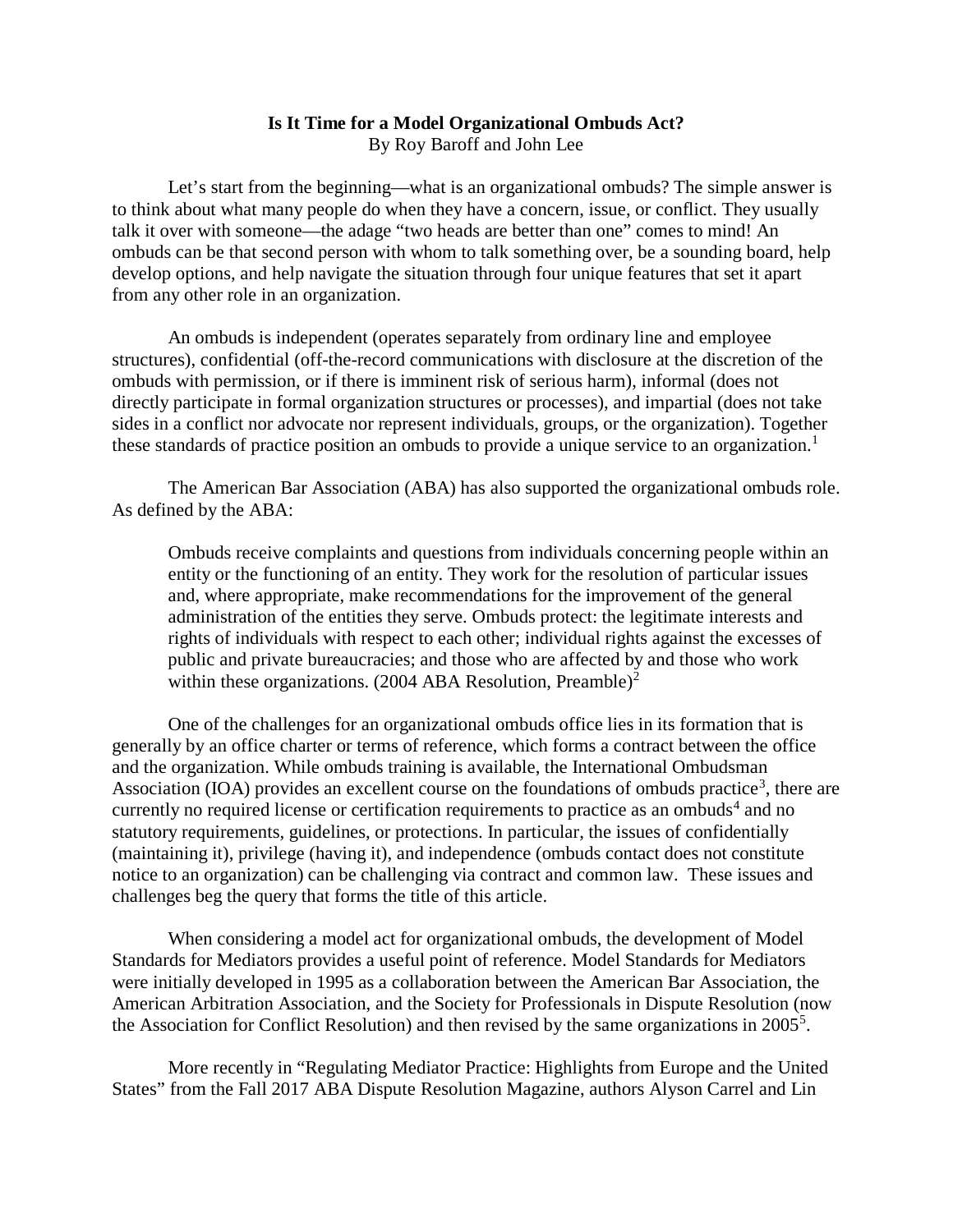# Is It Time for a Model Organizational Ombuds Act?

By Roy Baroff and John Lee

Let's start from the beginning—what is an organizational ombuds? The simple answer is to think about what many people do when they have a concern, issue, or conflict. They usually talk it over with someone—the adage "two heads are better than one" comes to mind! An ombuds can be that second person with whom to talk something over, be a sounding board, help develop options, and help navigate the situation through four unique features that set it apart from any other role in an organization.

An ombuds is independent (operates separately from ordinary line and employee structures), confidential (off-the-record communications with disclosure at the discretion of the ombuds with permission, or if there is imminent risk of serious harm), informal (does not directly participate in formal organization structures or processes), and impartial (does not take sides in a conflict nor advocate nor represent individuals, groups, or the organization). Together these standards of practice position an ombuds to provide a unique service to an organization.[1]

The American Bar Association (ABA) has also supported the organizational ombuds role. As defined by the ABA:

> Ombuds receive complaints and questions from individuals concerning people within an entity or the functioning of an entity. They work for the resolution of particular issues and, where appropriate, make recommendations for the improvement of the general administration of the entities they serve. Ombuds protect: the legitimate interests and rights of individuals with respect to each other; individual rights against the excesses of public and private bureaucracies; and those who are affected by and those who work within these organizations. (2004 ABA Resolution, Preamble)[2]

One of the challenges for an organizational ombuds office lies in its formation that is generally by an office charter or terms of reference, which forms a contract between the office and the organization. While ombuds training is available, the International Ombudsman Association (IOA) provides an excellent course on the foundations of ombuds practice[3], there are currently no required license or certification requirements to practice as an ombuds[4] and no statutory requirements, guidelines, or protections. In particular, the issues of confidentially (maintaining it), privilege (having it), and independence (ombuds contact does not constitute notice to an organization) can be challenging via contract and common law. These issues and challenges beg the query that forms the title of this article.

When considering a model act for organizational ombuds, the development of Model Standards for Mediators provides a useful point of reference. Model Standards for Mediators were initially developed in 1995 as a collaboration between the American Bar Association, the American Arbitration Association, and the Society for Professionals in Dispute Resolution (now the Association for Conflict Resolution) and then revised by the same organizations in 2005[5].

More recently in "Regulating Mediator Practice: Highlights from Europe and the United States" from the Fall 2017 ABA Dispute Resolution Magazine, authors Alyson Carrel and Lin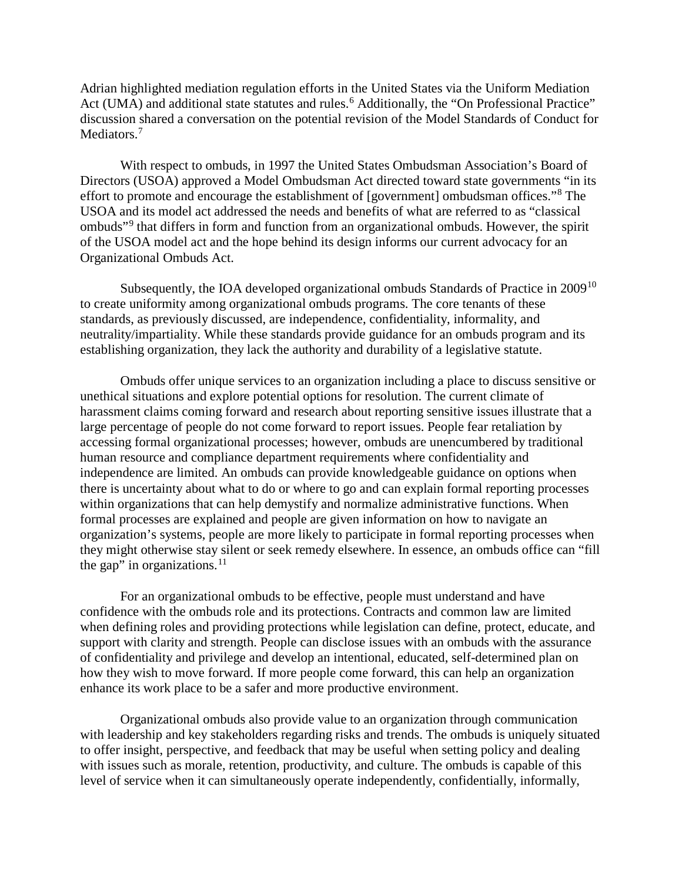Adrian highlighted mediation regulation efforts in the United States via the Uniform Mediation Act (UMA) and additional state statutes and rules.[6] Additionally, the "On Professional Practice" discussion shared a conversation on the potential revision of the Model Standards of Conduct for Mediators.[7]

With respect to ombuds, in 1997 the United States Ombudsman Association's Board of Directors (USOA) approved a Model Ombudsman Act directed toward state governments "in its effort to promote and encourage the establishment of [government] ombudsman offices."[8] The USOA and its model act addressed the needs and benefits of what are referred to as "classical ombuds"[9] that differs in form and function from an organizational ombuds. However, the spirit of the USOA model act and the hope behind its design informs our current advocacy for an Organizational Ombuds Act.

Subsequently, the IOA developed organizational ombuds Standards of Practice in 2009[10] to create uniformity among organizational ombuds programs. The core tenants of these standards, as previously discussed, are independence, confidentiality, informality, and neutrality/impartiality. While these standards provide guidance for an ombuds program and its establishing organization, they lack the authority and durability of a legislative statute.

Ombuds offer unique services to an organization including a place to discuss sensitive or unethical situations and explore potential options for resolution. The current climate of harassment claims coming forward and research about reporting sensitive issues illustrate that a large percentage of people do not come forward to report issues. People fear retaliation by accessing formal organizational processes; however, ombuds are unencumbered by traditional human resource and compliance department requirements where confidentiality and independence are limited. An ombuds can provide knowledgeable guidance on options when there is uncertainty about what to do or where to go and can explain formal reporting processes within organizations that can help demystify and normalize administrative functions. When formal processes are explained and people are given information on how to navigate an organization's systems, people are more likely to participate in formal reporting processes when they might otherwise stay silent or seek remedy elsewhere. In essence, an ombuds office can "fill the gap" in organizations.[11]

For an organizational ombuds to be effective, people must understand and have confidence with the ombuds role and its protections. Contracts and common law are limited when defining roles and providing protections while legislation can define, protect, educate, and support with clarity and strength. People can disclose issues with an ombuds with the assurance of confidentiality and privilege and develop an intentional, educated, self-determined plan on how they wish to move forward. If more people come forward, this can help an organization enhance its work place to be a safer and more productive environment.

Organizational ombuds also provide value to an organization through communication with leadership and key stakeholders regarding risks and trends. The ombuds is uniquely situated to offer insight, perspective, and feedback that may be useful when setting policy and dealing with issues such as morale, retention, productivity, and culture. The ombuds is capable of this level of service when it can simultaneously operate independently, confidentially, informally,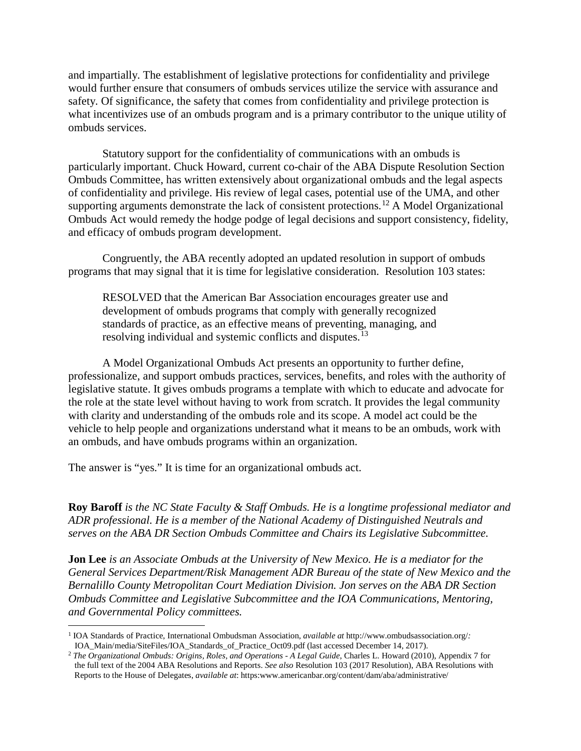and impartially. The establishment of legislative protections for confidentiality and privilege would further ensure that consumers of ombuds services utilize the service with assurance and safety. Of significance, the safety that comes from confidentiality and privilege protection is what incentivizes use of an ombuds program and is a primary contributor to the unique utility of ombuds services.

Statutory support for the confidentiality of communications with an ombuds is particularly important. Chuck Howard, current co-chair of the ABA Dispute Resolution Section Ombuds Committee, has written extensively about organizational ombuds and the legal aspects of confidentiality and privilege. His review of legal cases, potential use of the UMA, and other supporting arguments demonstrate the lack of consistent protections.[12] A Model Organizational Ombuds Act would remedy the hodge podge of legal decisions and support consistency, fidelity, and efficacy of ombuds program development.

Congruently, the ABA recently adopted an updated resolution in support of ombuds programs that may signal that it is time for legislative consideration. Resolution 103 states:

> RESOLVED that the American Bar Association encourages greater use and development of ombuds programs that comply with generally recognized standards of practice, as an effective means of preventing, managing, and resolving individual and systemic conflicts and disputes.[13]

A Model Organizational Ombuds Act presents an opportunity to further define, professionalize, and support ombuds practices, services, benefits, and roles with the authority of legislative statute. It gives ombuds programs a template with which to educate and advocate for the role at the state level without having to work from scratch. It provides the legal community with clarity and understanding of the ombuds role and its scope. A model act could be the vehicle to help people and organizations understand what it means to be an ombuds, work with an ombuds, and have ombuds programs within an organization.

The answer is "yes." It is time for an organizational ombuds act.

**Roy Baroff** *is the NC State Faculty & Staff Ombuds. He is a longtime professional mediator and ADR professional. He is a member of the National Academy of Distinguished Neutrals and serves on the ABA DR Section Ombuds Committee and Chairs its Legislative Subcommittee.*

**Jon Lee** *is an Associate Ombuds at the University of New Mexico. He is a mediator for the General Services Department/Risk Management ADR Bureau of the state of New Mexico and the Bernalillo County Metropolitan Court Mediation Division. Jon serves on the ABA DR Section Ombuds Committee and Legislative Subcommittee and the IOA Communications, Mentoring, and Governmental Policy committees.*

---

[1] IOA Standards of Practice, International Ombudsman Association, *available at* http://www.ombudsassociation.org/: IOA_Main/media/SiteFiles/IOA_Standards_of_Practice_Oct09.pdf (last accessed December 14, 2017).

[2] *The Organizational Ombuds: Origins, Roles, and Operations - A Legal Guide*, Charles L. Howard (2010), Appendix 7 for the full text of the 2004 ABA Resolutions and Reports. *See also* Resolution 103 (2017 Resolution), ABA Resolutions with Reports to the House of Delegates, *available at*: https:www.americanbar.org/content/dam/aba/administrative/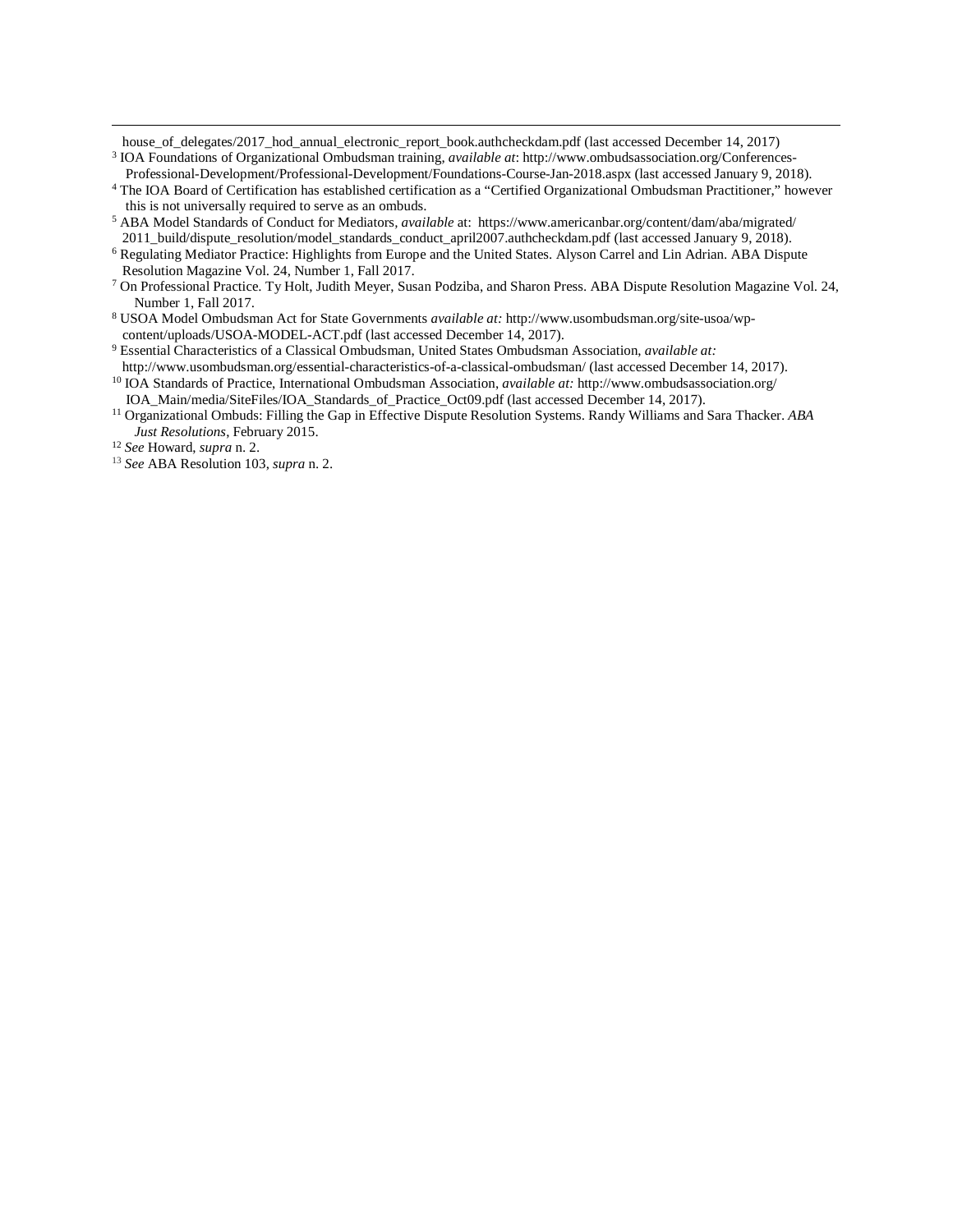house_of_delegates/2017_hod_annual_electronic_report_book.authcheckdam.pdf (last accessed December 14, 2017)

[3] IOA Foundations of Organizational Ombudsman training, *available at*: http://www.ombudsassociation.org/Conferences-Professional-Development/Professional-Development/Foundations-Course-Jan-2018.aspx (last accessed January 9, 2018).

[4] The IOA Board of Certification has established certification as a "Certified Organizational Ombudsman Practitioner," however this is not universally required to serve as an ombuds.

[5] ABA Model Standards of Conduct for Mediators, *available* at: https://www.americanbar.org/content/dam/aba/migrated/2011_build/dispute_resolution/model_standards_conduct_april2007.authcheckdam.pdf (last accessed January 9, 2018).

[6] Regulating Mediator Practice: Highlights from Europe and the United States. Alyson Carrel and Lin Adrian. ABA Dispute Resolution Magazine Vol. 24, Number 1, Fall 2017.

[7] On Professional Practice. Ty Holt, Judith Meyer, Susan Podziba, and Sharon Press. ABA Dispute Resolution Magazine Vol. 24, Number 1, Fall 2017.

[8] USOA Model Ombudsman Act for State Governments *available at:* http://www.usombudsman.org/site-usoa/wp-content/uploads/USOA-MODEL-ACT.pdf (last accessed December 14, 2017).

[9] Essential Characteristics of a Classical Ombudsman, United States Ombudsman Association, *available at:* http://www.usombudsman.org/essential-characteristics-of-a-classical-ombudsman/ (last accessed December 14, 2017).

[10] IOA Standards of Practice, International Ombudsman Association, *available at:* http://www.ombudsassociation.org/IOA_Main/media/SiteFiles/IOA_Standards_of_Practice_Oct09.pdf (last accessed December 14, 2017).

[11] Organizational Ombuds: Filling the Gap in Effective Dispute Resolution Systems. Randy Williams and Sara Thacker. *ABA Just Resolutions*, February 2015.

[12] *See* Howard, *supra* n. 2.

[13] *See* ABA Resolution 103, *supra* n. 2.